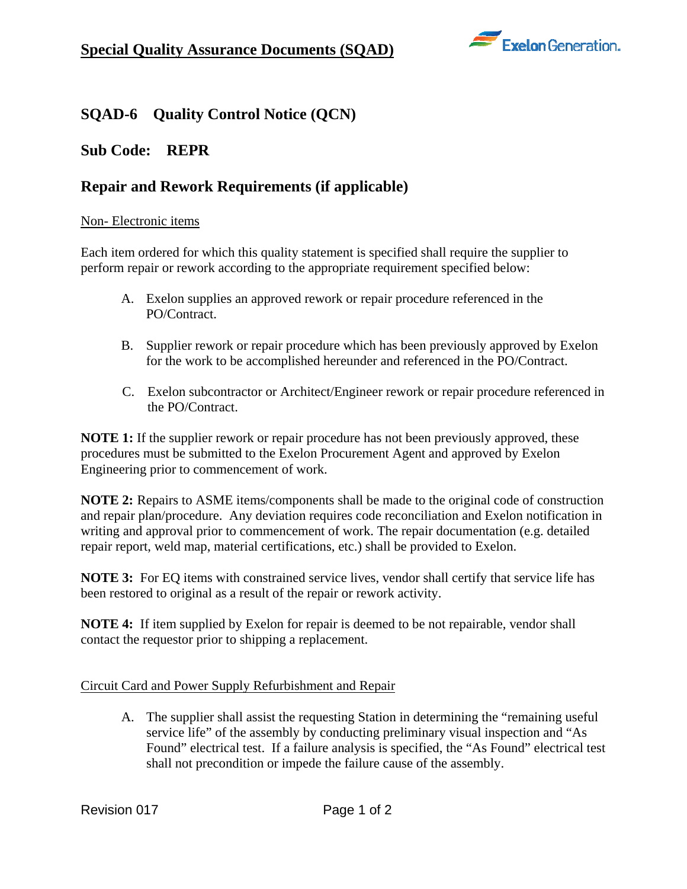# Special Quality Assurance Documents (SQAD)

## SQAD-6 Quality Control Notice (QCN)

## Sub Code: REPR

## Repair and Rework Requirements (if applicable)

Non- Electronic items

Each item ordered for which this quality statement is specified shall require the supplier to perform repair or rework according to the appropriate requirement specified below:

A. Exelon supplies an approved rework or repair procedure referenced in the PO/Contract.

B. Supplier rework or repair procedure which has been previously approved by Exelon for the work to be accomplished hereunder and referenced in the PO/Contract.

C. Exelon subcontractor or Architect/Engineer rework or repair procedure referenced in the PO/Contract.

**NOTE 1:** If the supplier rework or repair procedure has not been previously approved, these procedures must be submitted to the Exelon Procurement Agent and approved by Exelon Engineering prior to commencement of work.

**NOTE 2:** Repairs to ASME items/components shall be made to the original code of construction and repair plan/procedure. Any deviation requires code reconciliation and Exelon notification in writing and approval prior to commencement of work. The repair documentation (e.g. detailed repair report, weld map, material certifications, etc.) shall be provided to Exelon.

**NOTE 3:** For EQ items with constrained service lives, vendor shall certify that service life has been restored to original as a result of the repair or rework activity.

**NOTE 4:** If item supplied by Exelon for repair is deemed to be not repairable, vendor shall contact the requestor prior to shipping a replacement.

Circuit Card and Power Supply Refurbishment and Repair

A. The supplier shall assist the requesting Station in determining the "remaining useful service life" of the assembly by conducting preliminary visual inspection and "As Found" electrical test. If a failure analysis is specified, the "As Found" electrical test shall not precondition or impede the failure cause of the assembly.

Revision 017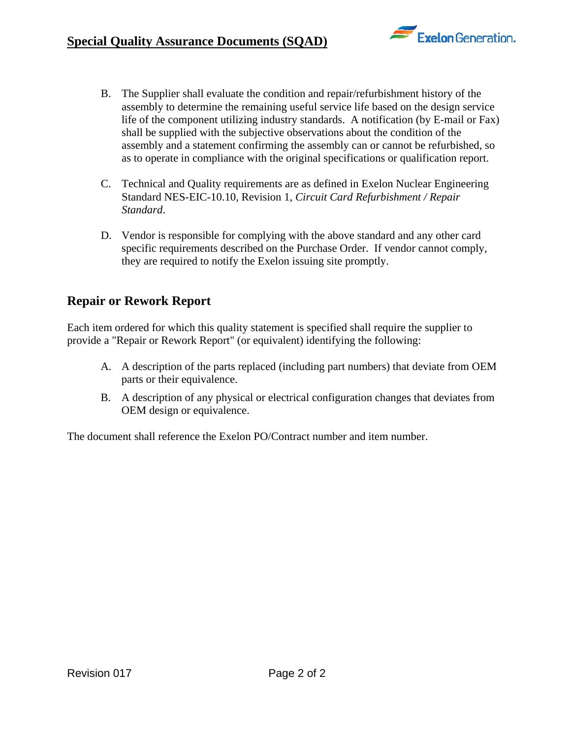B. The Supplier shall evaluate the condition and repair/refurbishment history of the assembly to determine the remaining useful service life based on the design service life of the component utilizing industry standards. A notification (by E-mail or Fax) shall be supplied with the subjective observations about the condition of the assembly and a statement confirming the assembly can or cannot be refurbished, so as to operate in compliance with the original specifications or qualification report.

C. Technical and Quality requirements are as defined in Exelon Nuclear Engineering Standard NES-EIC-10.10, Revision 1, *Circuit Card Refurbishment / Repair Standard*.

D. Vendor is responsible for complying with the above standard and any other card specific requirements described on the Purchase Order. If vendor cannot comply, they are required to notify the Exelon issuing site promptly.

## Repair or Rework Report

Each item ordered for which this quality statement is specified shall require the supplier to provide a "Repair or Rework Report" (or equivalent) identifying the following:

A. A description of the parts replaced (including part numbers) that deviate from OEM parts or their equivalence.

B. A description of any physical or electrical configuration changes that deviates from OEM design or equivalence.

The document shall reference the Exelon PO/Contract number and item number.